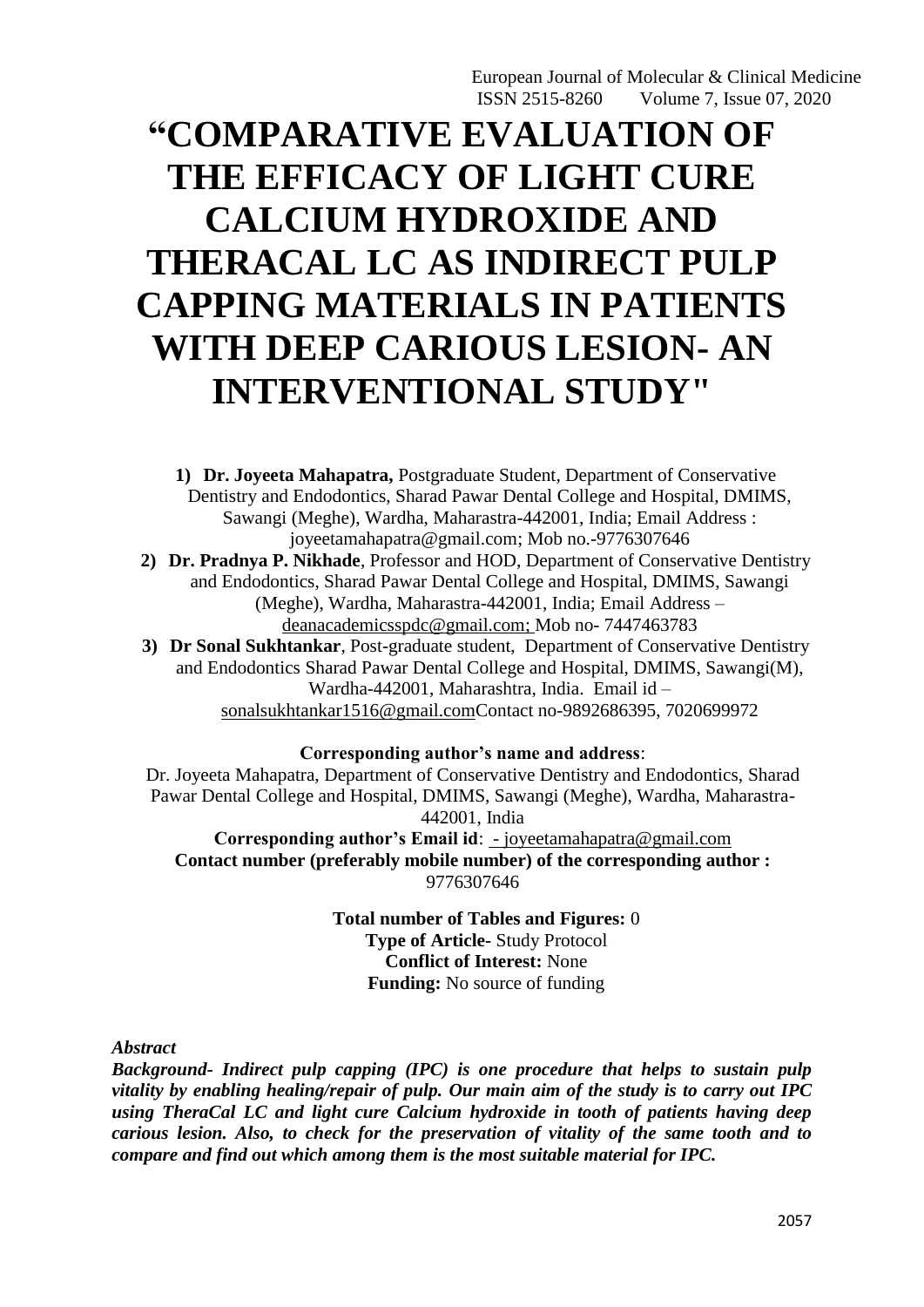# "COMPARATIVE EVALUATION OF THE EFFICACY OF LIGHT CURE CALCIUM HYDROXIDE AND THERACAL LC AS INDIRECT PULP CAPPING MATERIALS IN PATIENTS WITH DEEP CARIOUS LESION- AN INTERVENTIONAL STUDY"

1) **Dr. Joyeeta Mahapatra,** Postgraduate Student, Department of Conservative Dentistry and Endodontics, Sharad Pawar Dental College and Hospital, DMIMS, Sawangi (Meghe), Wardha, Maharastra-442001, India; Email Address : joyeetamahapatra@gmail.com; Mob no.-9776307646
2) **Dr. Pradnya P. Nikhade**, Professor and HOD, Department of Conservative Dentistry and Endodontics, Sharad Pawar Dental College and Hospital, DMIMS, Sawangi (Meghe), Wardha, Maharastra-442001, India; Email Address – deanacademicsspdc@gmail.com; Mob no- 7447463783
3) **Dr Sonal Sukhtankar**, Post-graduate student, Department of Conservative Dentistry and Endodontics Sharad Pawar Dental College and Hospital, DMIMS, Sawangi(M), Wardha-442001, Maharashtra, India. Email id – sonalsukhtankar1516@gmail.comContact no-9892686395, 7020699972

**Corresponding author's name and address**:
Dr. Joyeeta Mahapatra, Department of Conservative Dentistry and Endodontics, Sharad Pawar Dental College and Hospital, DMIMS, Sawangi (Meghe), Wardha, Maharastra-442001, India
**Corresponding author's Email id**: - joyeetamahapatra@gmail.com
**Contact number (preferably mobile number) of the corresponding author :** 9776307646

**Total number of Tables and Figures:** 0
**Type of Article-** Study Protocol
**Conflict of Interest:** None
**Funding:** No source of funding

***Abstract***

***Background- Indirect pulp capping (IPC) is one procedure that helps to sustain pulp vitality by enabling healing/repair of pulp. Our main aim of the study is to carry out IPC using TheraCal LC and light cure Calcium hydroxide in tooth of patients having deep carious lesion. Also, to check for the preservation of vitality of the same tooth and to compare and find out which among them is the most suitable material for IPC.***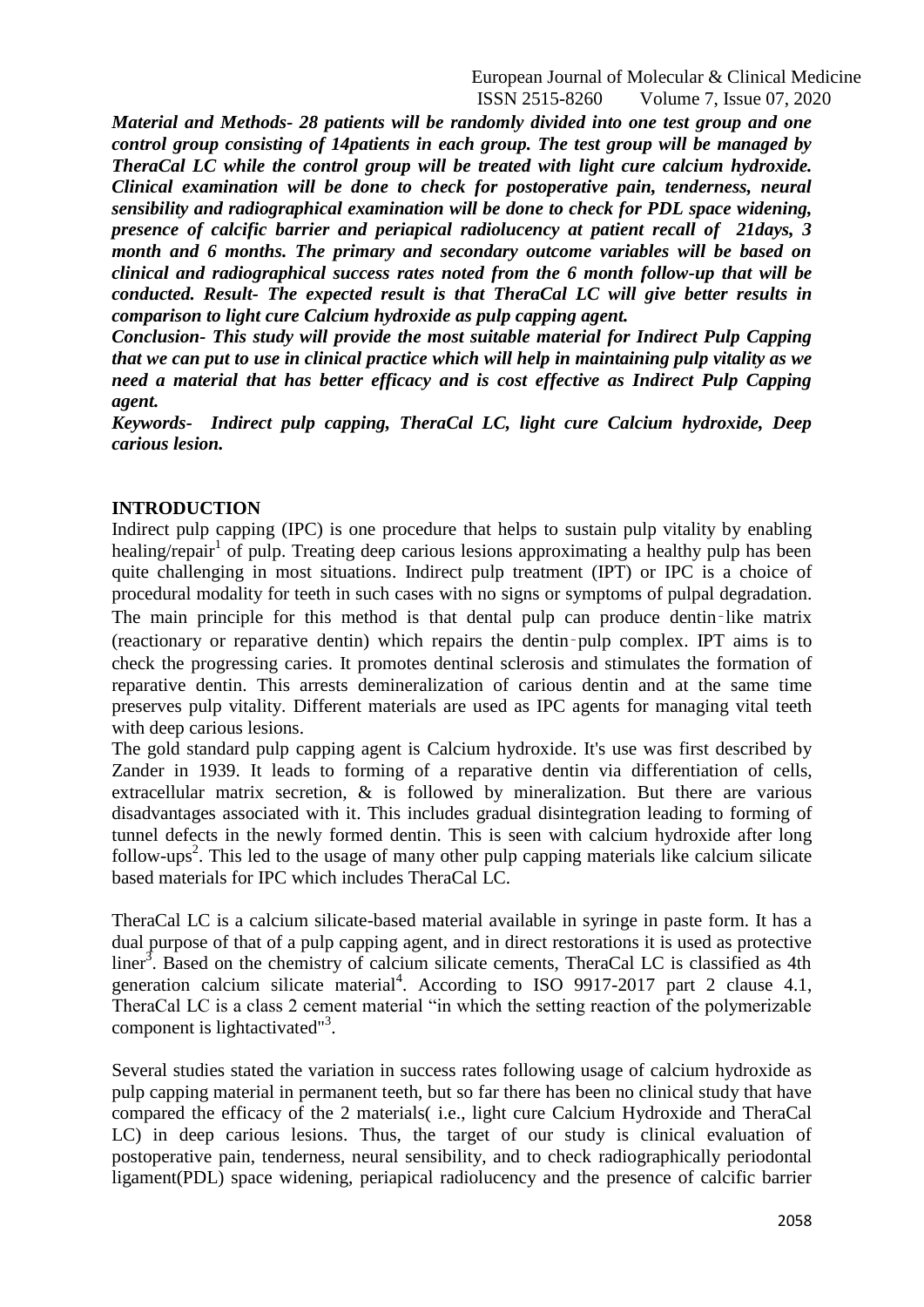***Material and Methods- 28 patients will be randomly divided into one test group and one control group consisting of 14patients in each group. The test group will be managed by TheraCal LC while the control group will be treated with light cure calcium hydroxide. Clinical examination will be done to check for postoperative pain, tenderness, neural sensibility and radiographical examination will be done to check for PDL space widening, presence of calcific barrier and periapical radiolucency at patient recall of 21days, 3 month and 6 months. The primary and secondary outcome variables will be based on clinical and radiographical success rates noted from the 6 month follow-up that will be conducted. Result- The expected result is that TheraCal LC will give better results in comparison to light cure Calcium hydroxide as pulp capping agent.***

***Conclusion- This study will provide the most suitable material for Indirect Pulp Capping that we can put to use in clinical practice which will help in maintaining pulp vitality as we need a material that has better efficacy and is cost effective as Indirect Pulp Capping agent.***

***Keywords- Indirect pulp capping, TheraCal LC, light cure Calcium hydroxide, Deep carious lesion.***

## INTRODUCTION

Indirect pulp capping (IPC) is one procedure that helps to sustain pulp vitality by enabling healing/repair[1] of pulp. Treating deep carious lesions approximating a healthy pulp has been quite challenging in most situations. Indirect pulp treatment (IPT) or IPC is a choice of procedural modality for teeth in such cases with no signs or symptoms of pulpal degradation. The main principle for this method is that dental pulp can produce dentin‑like matrix (reactionary or reparative dentin) which repairs the dentin‑pulp complex. IPT aims is to check the progressing caries. It promotes dentinal sclerosis and stimulates the formation of reparative dentin. This arrests demineralization of carious dentin and at the same time preserves pulp vitality. Different materials are used as IPC agents for managing vital teeth with deep carious lesions.

The gold standard pulp capping agent is Calcium hydroxide. It's use was first described by Zander in 1939. It leads to forming of a reparative dentin via differentiation of cells, extracellular matrix secretion, & is followed by mineralization. But there are various disadvantages associated with it. This includes gradual disintegration leading to forming of tunnel defects in the newly formed dentin. This is seen with calcium hydroxide after long follow-ups[2]. This led to the usage of many other pulp capping materials like calcium silicate based materials for IPC which includes TheraCal LC.

TheraCal LC is a calcium silicate-based material available in syringe in paste form. It has a dual purpose of that of a pulp capping agent, and in direct restorations it is used as protective liner[3]. Based on the chemistry of calcium silicate cements, TheraCal LC is classified as 4th generation calcium silicate material[4]. According to ISO 9917-2017 part 2 clause 4.1, TheraCal LC is a class 2 cement material "in which the setting reaction of the polymerizable component is lightactivated"[3].

Several studies stated the variation in success rates following usage of calcium hydroxide as pulp capping material in permanent teeth, but so far there has been no clinical study that have compared the efficacy of the 2 materials( i.e., light cure Calcium Hydroxide and TheraCal LC) in deep carious lesions. Thus, the target of our study is clinical evaluation of postoperative pain, tenderness, neural sensibility, and to check radiographically periodontal ligament(PDL) space widening, periapical radiolucency and the presence of calcific barrier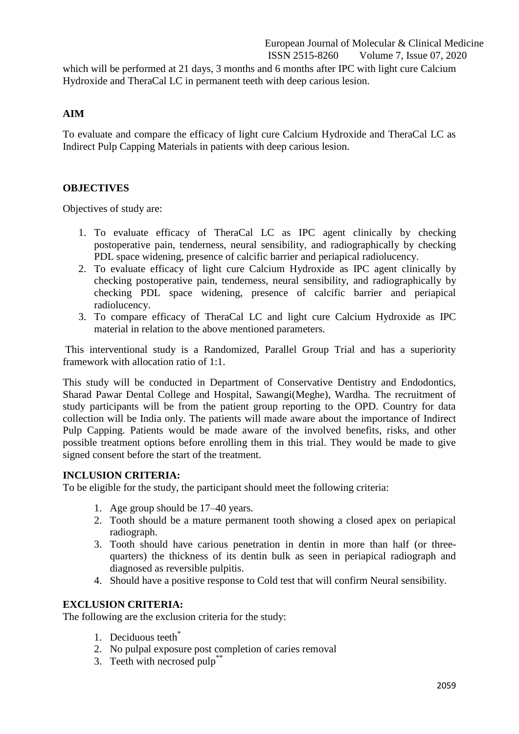which will be performed at 21 days, 3 months and 6 months after IPC with light cure Calcium Hydroxide and TheraCal LC in permanent teeth with deep carious lesion.

## AIM

To evaluate and compare the efficacy of light cure Calcium Hydroxide and TheraCal LC as Indirect Pulp Capping Materials in patients with deep carious lesion.

## OBJECTIVES

Objectives of study are:

1. To evaluate efficacy of TheraCal LC as IPC agent clinically by checking postoperative pain, tenderness, neural sensibility, and radiographically by checking PDL space widening, presence of calcific barrier and periapical radiolucency.
2. To evaluate efficacy of light cure Calcium Hydroxide as IPC agent clinically by checking postoperative pain, tenderness, neural sensibility, and radiographically by checking PDL space widening, presence of calcific barrier and periapical radiolucency.
3. To compare efficacy of TheraCal LC and light cure Calcium Hydroxide as IPC material in relation to the above mentioned parameters.

This interventional study is a Randomized, Parallel Group Trial and has a superiority framework with allocation ratio of 1:1.

This study will be conducted in Department of Conservative Dentistry and Endodontics, Sharad Pawar Dental College and Hospital, Sawangi(Meghe), Wardha. The recruitment of study participants will be from the patient group reporting to the OPD. Country for data collection will be India only. The patients will made aware about the importance of Indirect Pulp Capping. Patients would be made aware of the involved benefits, risks, and other possible treatment options before enrolling them in this trial. They would be made to give signed consent before the start of the treatment.

**INCLUSION CRITERIA:**

To be eligible for the study, the participant should meet the following criteria:

1. Age group should be 17–40 years.
2. Tooth should be a mature permanent tooth showing a closed apex on periapical radiograph.
3. Tooth should have carious penetration in dentin in more than half (or three-quarters) the thickness of its dentin bulk as seen in periapical radiograph and diagnosed as reversible pulpitis.
4. Should have a positive response to Cold test that will confirm Neural sensibility.

**EXCLUSION CRITERIA:**

The following are the exclusion criteria for the study:

1. Deciduous teeth*
2. No pulpal exposure post completion of caries removal
3. Teeth with necrosed pulp**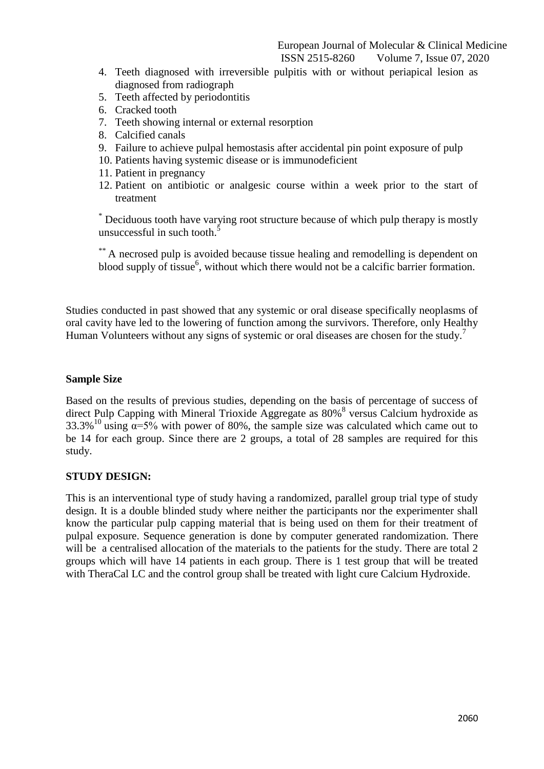4. Teeth diagnosed with irreversible pulpitis with or without periapical lesion as diagnosed from radiograph
5. Teeth affected by periodontitis
6. Cracked tooth
7. Teeth showing internal or external resorption
8. Calcified canals
9. Failure to achieve pulpal hemostasis after accidental pin point exposure of pulp
10. Patients having systemic disease or is immunodeficient
11. Patient in pregnancy
12. Patient on antibiotic or analgesic course within a week prior to the start of treatment

[*] Deciduous tooth have varying root structure because of which pulp therapy is mostly unsuccessful in such tooth.[5]

[**] A necrosed pulp is avoided because tissue healing and remodelling is dependent on blood supply of tissue[6], without which there would not be a calcific barrier formation.

Studies conducted in past showed that any systemic or oral disease specifically neoplasms of oral cavity have led to the lowering of function among the survivors. Therefore, only Healthy Human Volunteers without any signs of systemic or oral diseases are chosen for the study.[7]

**Sample Size**

Based on the results of previous studies, depending on the basis of percentage of success of direct Pulp Capping with Mineral Trioxide Aggregate as 80%[8] versus Calcium hydroxide as 33.3%[10] using $\alpha$=5% with power of 80%, the sample size was calculated which came out to be 14 for each group. Since there are 2 groups, a total of 28 samples are required for this study.

**STUDY DESIGN:**

This is an interventional type of study having a randomized, parallel group trial type of study design. It is a double blinded study where neither the participants nor the experimenter shall know the particular pulp capping material that is being used on them for their treatment of pulpal exposure. Sequence generation is done by computer generated randomization. There will be a centralised allocation of the materials to the patients for the study. There are total 2 groups which will have 14 patients in each group. There is 1 test group that will be treated with TheraCal LC and the control group shall be treated with light cure Calcium Hydroxide.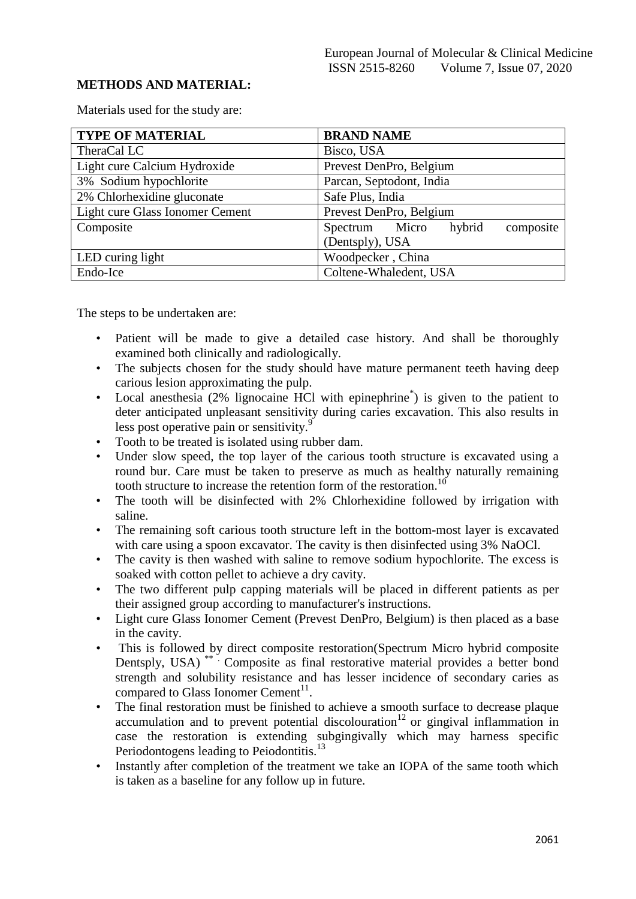**METHODS AND MATERIAL:**

Materials used for the study are:

| TYPE OF MATERIAL | BRAND NAME |
|---|---|
| TheraCal LC | Bisco, USA |
| Light cure Calcium Hydroxide | Prevest DenPro, Belgium |
| 3% Sodium hypochlorite | Parcan, Septodont, India |
| 2% Chlorhexidine gluconate | Safe Plus, India |
| Light cure Glass Ionomer Cement | Prevest DenPro, Belgium |
| Composite | Spectrum Micro hybrid composite (Dentsply), USA |
| LED curing light | Woodpecker , China |
| Endo-Ice | Coltene-Whaledent, USA |

The steps to be undertaken are:

- Patient will be made to give a detailed case history. And shall be thoroughly examined both clinically and radiologically.
- The subjects chosen for the study should have mature permanent teeth having deep carious lesion approximating the pulp.
- Local anesthesia (2% lignocaine HCl with epinephrine*) is given to the patient to deter anticipated unpleasant sensitivity during caries excavation. This also results in less post operative pain or sensitivity.[9]
- Tooth to be treated is isolated using rubber dam.
- Under slow speed, the top layer of the carious tooth structure is excavated using a round bur. Care must be taken to preserve as much as healthy naturally remaining tooth structure to increase the retention form of the restoration.[10]
- The tooth will be disinfected with 2% Chlorhexidine followed by irrigation with saline.
- The remaining soft carious tooth structure left in the bottom-most layer is excavated with care using a spoon excavator. The cavity is then disinfected using 3% NaOCl.
- The cavity is then washed with saline to remove sodium hypochlorite. The excess is soaked with cotton pellet to achieve a dry cavity.
- The two different pulp capping materials will be placed in different patients as per their assigned group according to manufacturer's instructions.
- Light cure Glass Ionomer Cement (Prevest DenPro, Belgium) is then placed as a base in the cavity.
- This is followed by direct composite restoration(Spectrum Micro hybrid composite Dentsply, USA) ** . Composite as final restorative material provides a better bond strength and solubility resistance and has lesser incidence of secondary caries as compared to Glass Ionomer Cement[11].
- The final restoration must be finished to achieve a smooth surface to decrease plaque accumulation and to prevent potential discolouration[12] or gingival inflammation in case the restoration is extending subgingivally which may harness specific Periodontogens leading to Peiodontitis.[13]
- Instantly after completion of the treatment we take an IOPA of the same tooth which is taken as a baseline for any follow up in future.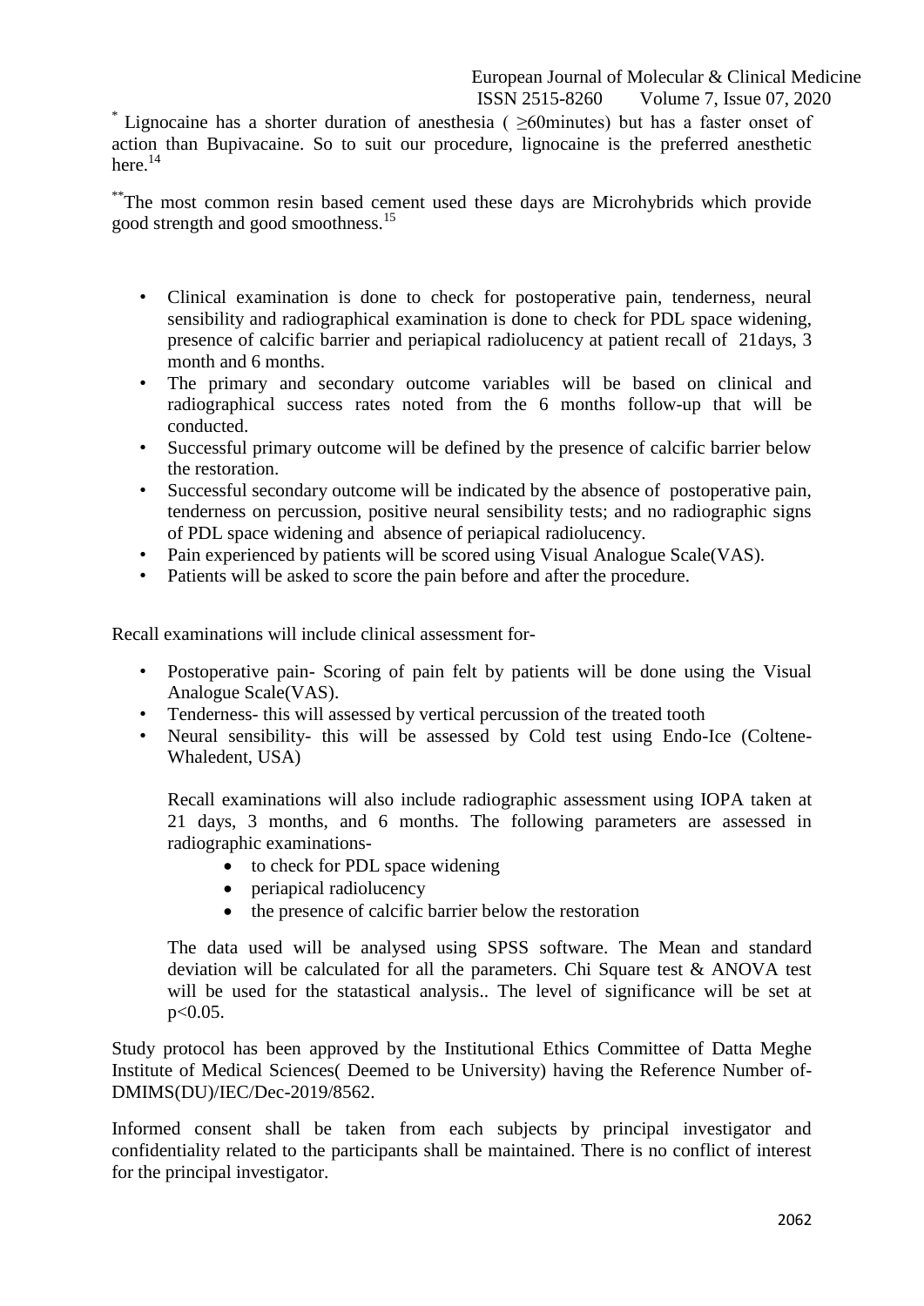* Lignocaine has a shorter duration of anesthesia ( ≥60minutes) but has a faster onset of action than Bupivacaine. So to suit our procedure, lignocaine is the preferred anesthetic here.[14]

**The most common resin based cement used these days are Microhybrids which provide good strength and good smoothness.[15]

- Clinical examination is done to check for postoperative pain, tenderness, neural sensibility and radiographical examination is done to check for PDL space widening, presence of calcific barrier and periapical radiolucency at patient recall of 21days, 3 month and 6 months.
- The primary and secondary outcome variables will be based on clinical and radiographical success rates noted from the 6 months follow-up that will be conducted.
- Successful primary outcome will be defined by the presence of calcific barrier below the restoration.
- Successful secondary outcome will be indicated by the absence of postoperative pain, tenderness on percussion, positive neural sensibility tests; and no radiographic signs of PDL space widening and absence of periapical radiolucency.
- Pain experienced by patients will be scored using Visual Analogue Scale(VAS).
- Patients will be asked to score the pain before and after the procedure.

Recall examinations will include clinical assessment for-

- Postoperative pain- Scoring of pain felt by patients will be done using the Visual Analogue Scale(VAS).
- Tenderness- this will assessed by vertical percussion of the treated tooth
- Neural sensibility- this will be assessed by Cold test using Endo-Ice (Coltene-Whaledent, USA)

  Recall examinations will also include radiographic assessment using IOPA taken at 21 days, 3 months, and 6 months. The following parameters are assessed in radiographic examinations-

  - to check for PDL space widening
  - periapical radiolucency
  - the presence of calcific barrier below the restoration

  The data used will be analysed using SPSS software. The Mean and standard deviation will be calculated for all the parameters. Chi Square test & ANOVA test will be used for the statastical analysis.. The level of significance will be set at $p<0.05$.

Study protocol has been approved by the Institutional Ethics Committee of Datta Meghe Institute of Medical Sciences( Deemed to be University) having the Reference Number of-DMIMS(DU)/IEC/Dec-2019/8562.

Informed consent shall be taken from each subjects by principal investigator and confidentiality related to the participants shall be maintained. There is no conflict of interest for the principal investigator.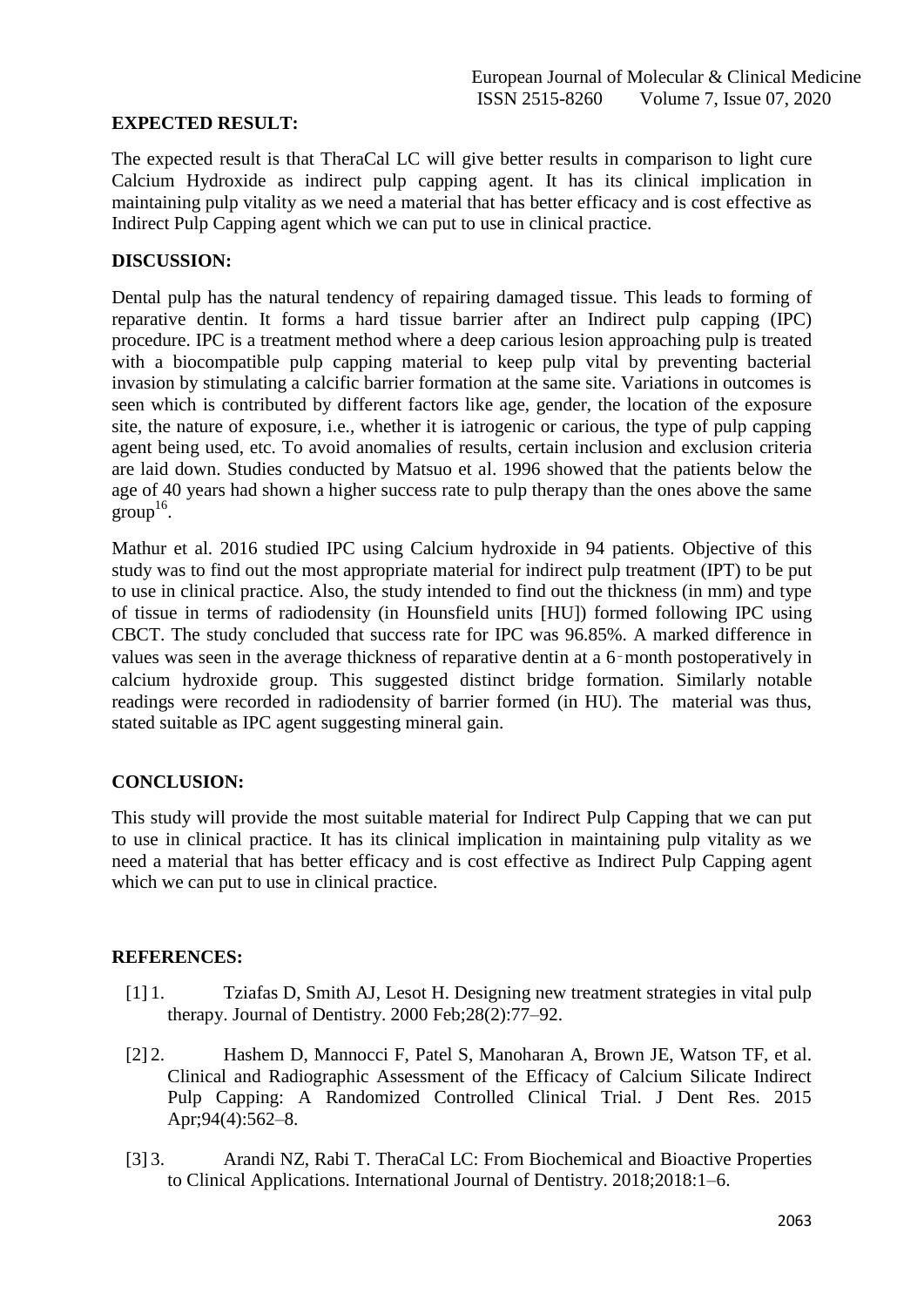**EXPECTED RESULT:**

The expected result is that TheraCal LC will give better results in comparison to light cure Calcium Hydroxide as indirect pulp capping agent. It has its clinical implication in maintaining pulp vitality as we need a material that has better efficacy and is cost effective as Indirect Pulp Capping agent which we can put to use in clinical practice.

**DISCUSSION:**

Dental pulp has the natural tendency of repairing damaged tissue. This leads to forming of reparative dentin. It forms a hard tissue barrier after an Indirect pulp capping (IPC) procedure. IPC is a treatment method where a deep carious lesion approaching pulp is treated with a biocompatible pulp capping material to keep pulp vital by preventing bacterial invasion by stimulating a calcific barrier formation at the same site. Variations in outcomes is seen which is contributed by different factors like age, gender, the location of the exposure site, the nature of exposure, i.e., whether it is iatrogenic or carious, the type of pulp capping agent being used, etc. To avoid anomalies of results, certain inclusion and exclusion criteria are laid down. Studies conducted by Matsuo et al. 1996 showed that the patients below the age of 40 years had shown a higher success rate to pulp therapy than the ones above the same group[16].

Mathur et al. 2016 studied IPC using Calcium hydroxide in 94 patients. Objective of this study was to find out the most appropriate material for indirect pulp treatment (IPT) to be put to use in clinical practice. Also, the study intended to find out the thickness (in mm) and type of tissue in terms of radiodensity (in Hounsfield units [HU]) formed following IPC using CBCT. The study concluded that success rate for IPC was 96.85%. A marked difference in values was seen in the average thickness of reparative dentin at a 6‑month postoperatively in calcium hydroxide group. This suggested distinct bridge formation. Similarly notable readings were recorded in radiodensity of barrier formed (in HU). The material was thus, stated suitable as IPC agent suggesting mineral gain.

**CONCLUSION:**

This study will provide the most suitable material for Indirect Pulp Capping that we can put to use in clinical practice. It has its clinical implication in maintaining pulp vitality as we need a material that has better efficacy and is cost effective as Indirect Pulp Capping agent which we can put to use in clinical practice.

**REFERENCES:**

[1] 1. Tziafas D, Smith AJ, Lesot H. Designing new treatment strategies in vital pulp therapy. Journal of Dentistry. 2000 Feb;28(2):77–92.

[2] 2. Hashem D, Mannocci F, Patel S, Manoharan A, Brown JE, Watson TF, et al. Clinical and Radiographic Assessment of the Efficacy of Calcium Silicate Indirect Pulp Capping: A Randomized Controlled Clinical Trial. J Dent Res. 2015 Apr;94(4):562–8.

[3] 3. Arandi NZ, Rabi T. TheraCal LC: From Biochemical and Bioactive Properties to Clinical Applications. International Journal of Dentistry. 2018;2018:1–6.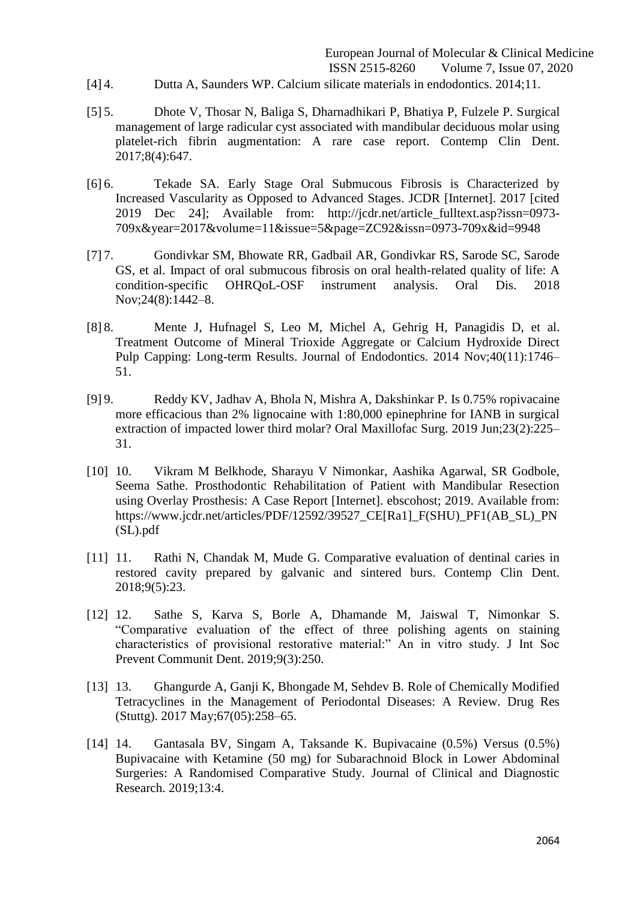[4] 4. Dutta A, Saunders WP. Calcium silicate materials in endodontics. 2014;11.

[5] 5. Dhote V, Thosar N, Baliga S, Dharnadhikari P, Bhatiya P, Fulzele P. Surgical management of large radicular cyst associated with mandibular deciduous molar using platelet-rich fibrin augmentation: A rare case report. Contemp Clin Dent. 2017;8(4):647.

[6] 6. Tekade SA. Early Stage Oral Submucous Fibrosis is Characterized by Increased Vascularity as Opposed to Advanced Stages. JCDR [Internet]. 2017 [cited 2019 Dec 24]; Available from: http://jcdr.net/article_fulltext.asp?issn=0973-709x&year=2017&volume=11&issue=5&page=ZC92&issn=0973-709x&id=9948

[7] 7. Gondivkar SM, Bhowate RR, Gadbail AR, Gondivkar RS, Sarode SC, Sarode GS, et al. Impact of oral submucous fibrosis on oral health-related quality of life: A condition-specific OHRQoL-OSF instrument analysis. Oral Dis. 2018 Nov;24(8):1442–8.

[8] 8. Mente J, Hufnagel S, Leo M, Michel A, Gehrig H, Panagidis D, et al. Treatment Outcome of Mineral Trioxide Aggregate or Calcium Hydroxide Direct Pulp Capping: Long-term Results. Journal of Endodontics. 2014 Nov;40(11):1746–51.

[9] 9. Reddy KV, Jadhav A, Bhola N, Mishra A, Dakshinkar P. Is 0.75% ropivacaine more efficacious than 2% lignocaine with 1:80,000 epinephrine for IANB in surgical extraction of impacted lower third molar? Oral Maxillofac Surg. 2019 Jun;23(2):225–31.

[10] 10. Vikram M Belkhode, Sharayu V Nimonkar, Aashika Agarwal, SR Godbole, Seema Sathe. Prosthodontic Rehabilitation of Patient with Mandibular Resection using Overlay Prosthesis: A Case Report [Internet]. ebscohost; 2019. Available from: https://www.jcdr.net/articles/PDF/12592/39527_CE[Ra1]_F(SHU)_PF1(AB_SL)_PN(SL).pdf

[11] 11. Rathi N, Chandak M, Mude G. Comparative evaluation of dentinal caries in restored cavity prepared by galvanic and sintered burs. Contemp Clin Dent. 2018;9(5):23.

[12] 12. Sathe S, Karva S, Borle A, Dhamande M, Jaiswal T, Nimonkar S. "Comparative evaluation of the effect of three polishing agents on staining characteristics of provisional restorative material:" An in vitro study. J Int Soc Prevent Communit Dent. 2019;9(3):250.

[13] 13. Ghangurde A, Ganji K, Bhongade M, Sehdev B. Role of Chemically Modified Tetracyclines in the Management of Periodontal Diseases: A Review. Drug Res (Stuttg). 2017 May;67(05):258–65.

[14] 14. Gantasala BV, Singam A, Taksande K. Bupivacaine (0.5%) Versus (0.5%) Bupivacaine with Ketamine (50 mg) for Subarachnoid Block in Lower Abdominal Surgeries: A Randomised Comparative Study. Journal of Clinical and Diagnostic Research. 2019;13:4.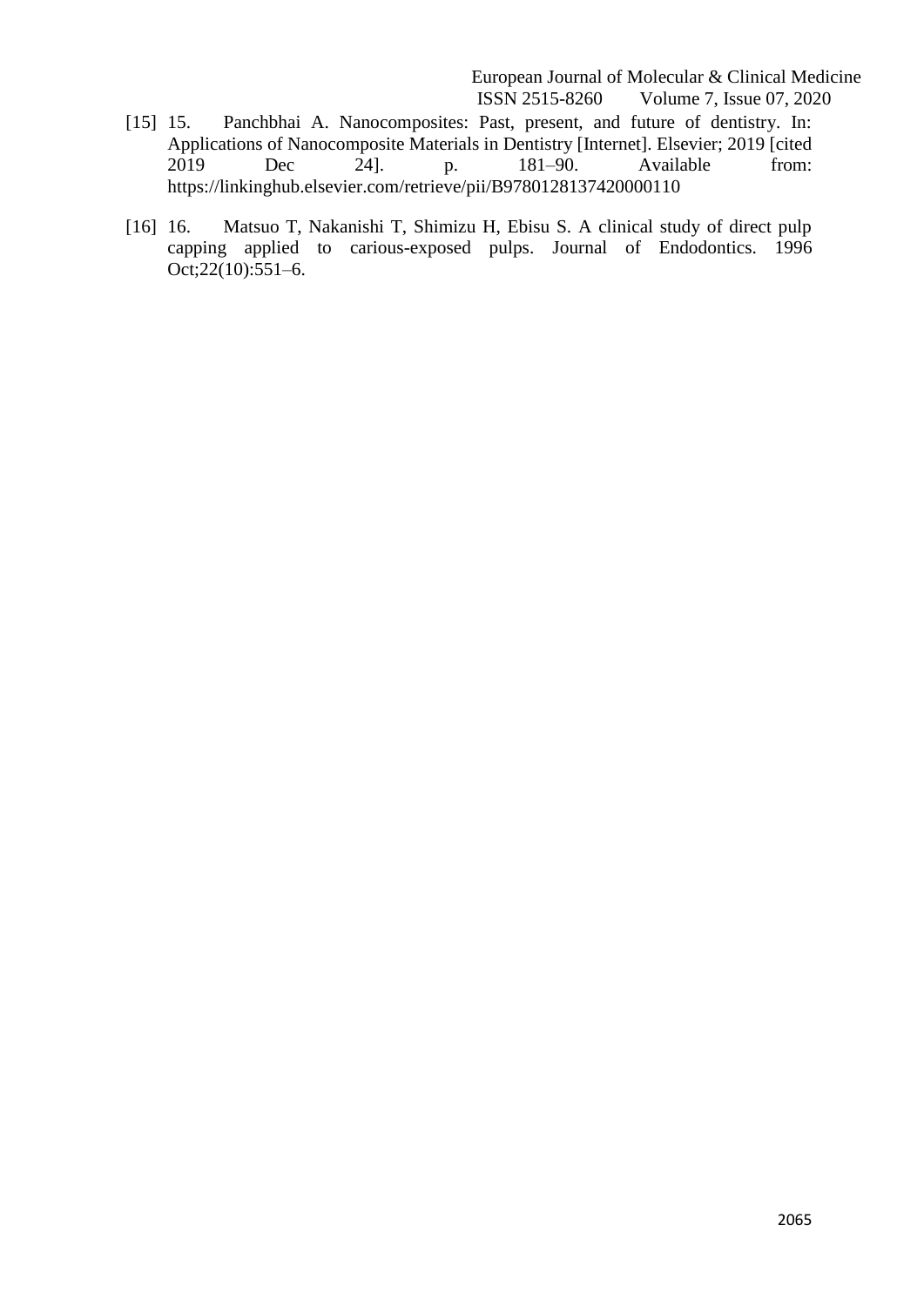[15] 15. Panchbhai A. Nanocomposites: Past, present, and future of dentistry. In: Applications of Nanocomposite Materials in Dentistry [Internet]. Elsevier; 2019 [cited 2019 Dec 24]. p. 181–90. Available from: https://linkinghub.elsevier.com/retrieve/pii/B9780128137420000110

[16] 16. Matsuo T, Nakanishi T, Shimizu H, Ebisu S. A clinical study of direct pulp capping applied to carious-exposed pulps. Journal of Endodontics. 1996 Oct;22(10):551–6.